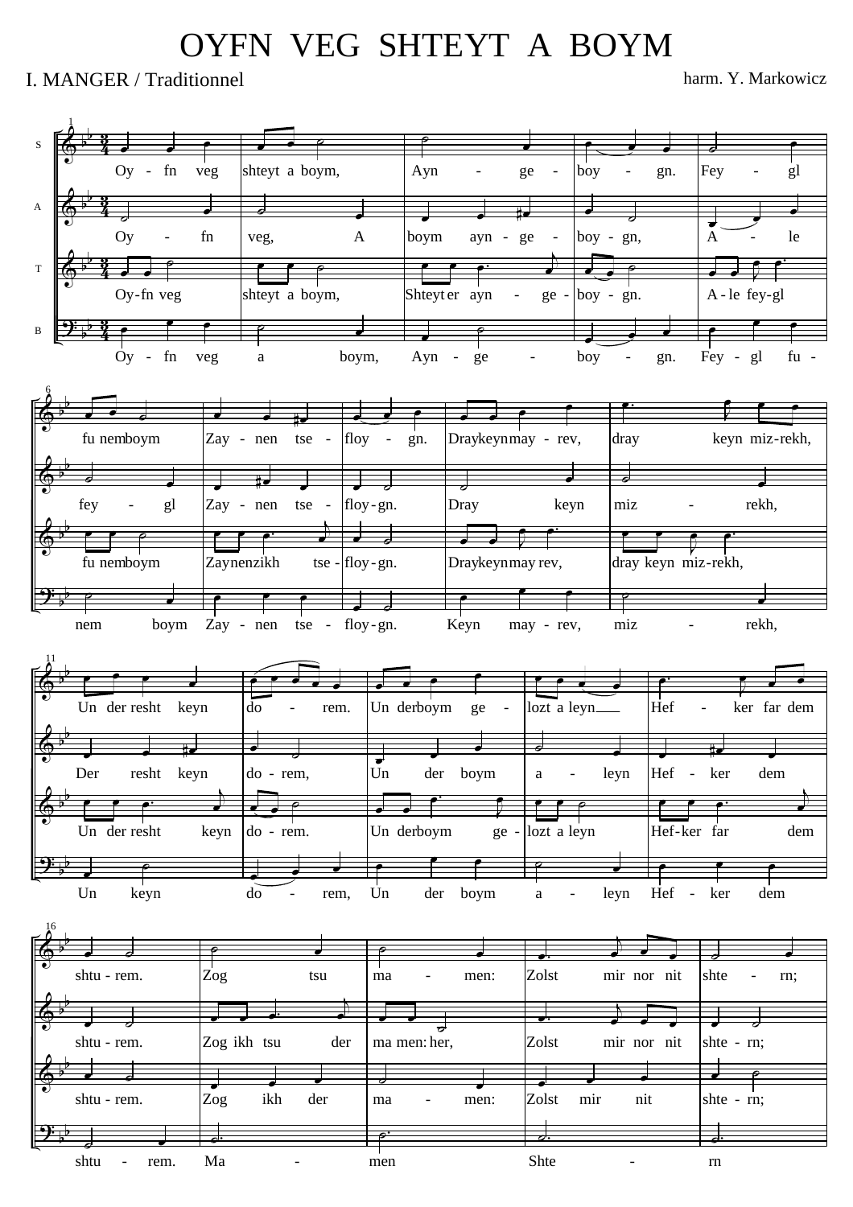# OYFN VEG SHTEYT A BOYM

I. MANGER / Traditionnel

harm. Y. Markowicz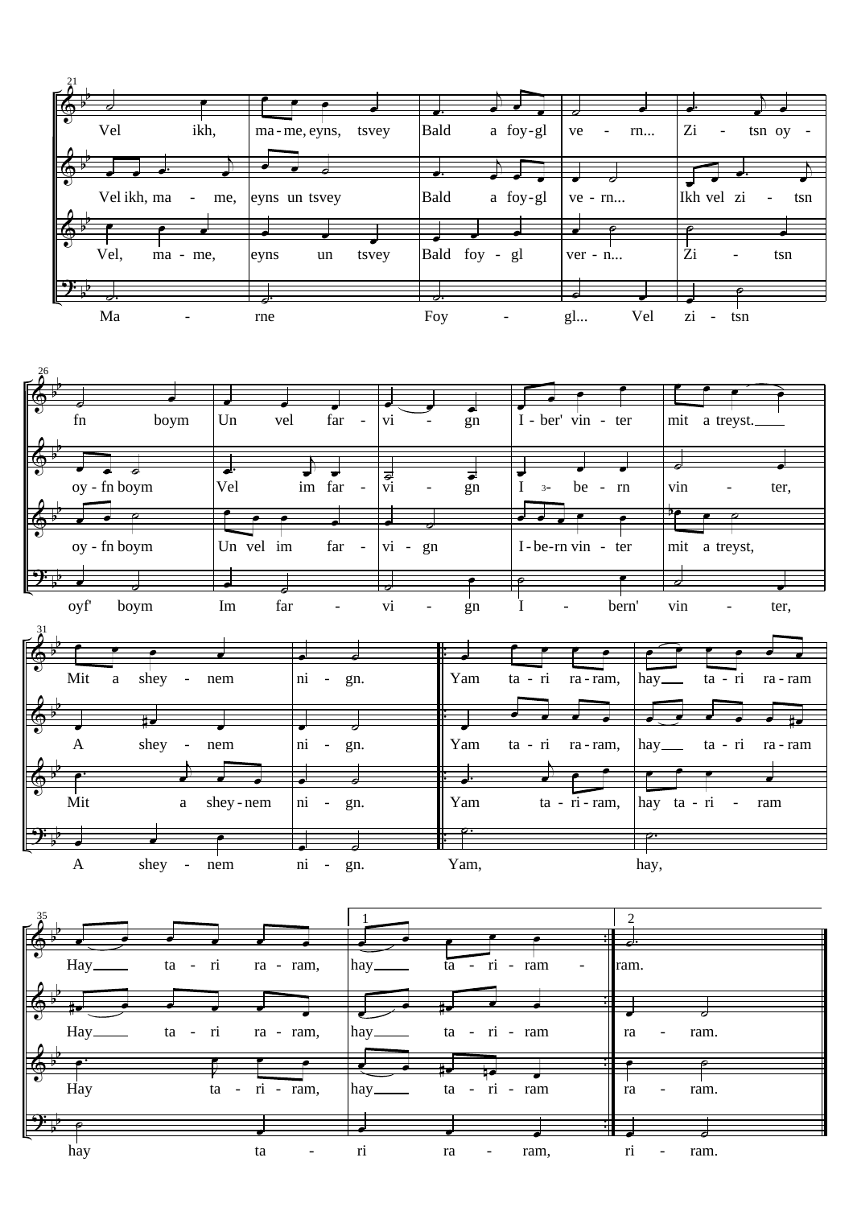21

Vel ikh, ma-me, eyns, tsvey Bald a foy-gl ve - rn... Zi - tsn oy -

Vel ikh, ma - me, eyns un tsvey Bald a foy-gl ve - rn... Ikh vel zi - tsn

Vel, ma - me, eyns un tsvey Bald foy - gl ver - n... Zi - tsn

Ma - rne Foy - gl... Vel zi - tsn

26

fn boym Un vel far - vi - gn I - ber' vin - ter mit a treyst.

oy - fn boym Vel im far - vi - gn I 3- be - rn vin - ter,

oy - fn boym Un vel im far - vi - gn I - be-rn vin - ter mit a treyst,

oyf' boym Im far - vi - gn I - bern' vin - ter,

31

Mit a shey - nem ni - gn. Yam ta - ri ra - ram, hay ta - ri ra - ram

A shey - nem ni - gn. Yam ta - ri ra - ram, hay ta - ri ra - ram

Mit a shey-nem ni - gn. Yam ta - ri - ram, hay ta - ri - ram

A shey - nem ni - gn. Yam, hay,

35

Hay ta - ri ra - ram, hay ta - ri - ram - ram.

Hay ta - ri ra - ram, hay ta - ri - ram ra - ram.

Hay ta - ri - ram, hay ta - ri - ram ra - ram.

hay ta - ri ra - ram, ri - ram.